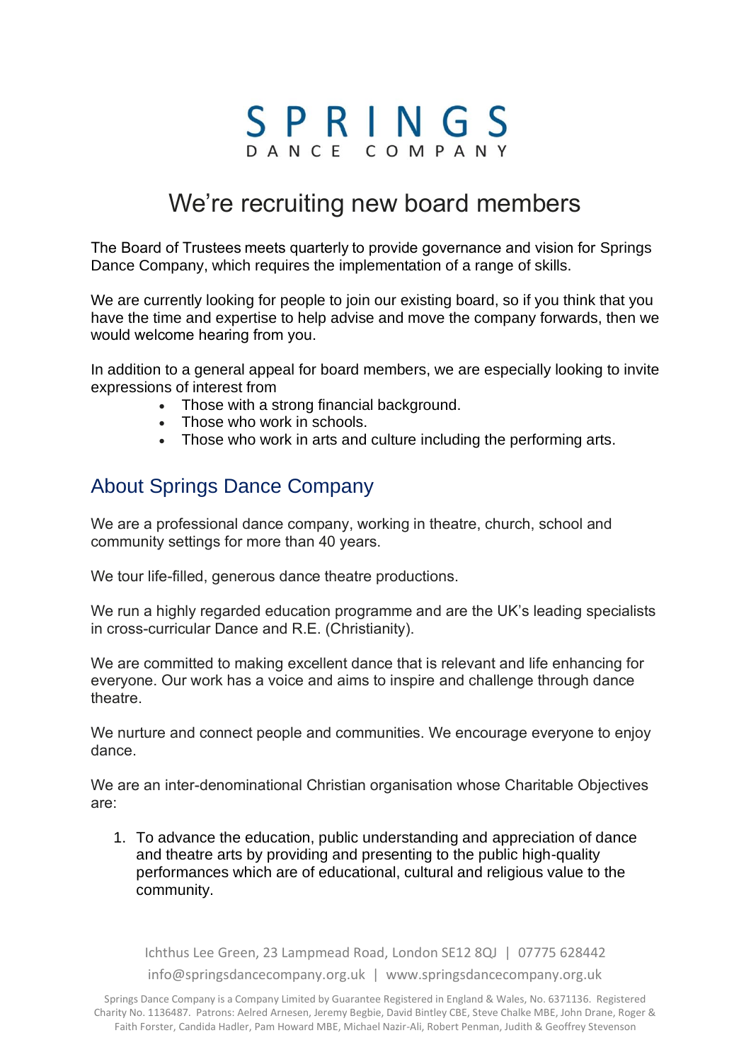SPRINGS
DANCE COMPANY

# We're recruiting new board members

The Board of Trustees meets quarterly to provide governance and vision for Springs Dance Company, which requires the implementation of a range of skills.

We are currently looking for people to join our existing board, so if you think that you have the time and expertise to help advise and move the company forwards, then we would welcome hearing from you.

In addition to a general appeal for board members, we are especially looking to invite expressions of interest from

- Those with a strong financial background.
- Those who work in schools.
- Those who work in arts and culture including the performing arts.

## About Springs Dance Company

We are a professional dance company, working in theatre, church, school and community settings for more than 40 years.

We tour life-filled, generous dance theatre productions.

We run a highly regarded education programme and are the UK's leading specialists in cross-curricular Dance and R.E. (Christianity).

We are committed to making excellent dance that is relevant and life enhancing for everyone. Our work has a voice and aims to inspire and challenge through dance theatre.

We nurture and connect people and communities. We encourage everyone to enjoy dance.

We are an inter-denominational Christian organisation whose Charitable Objectives are:

1. To advance the education, public understanding and appreciation of dance and theatre arts by providing and presenting to the public high-quality performances which are of educational, cultural and religious value to the community.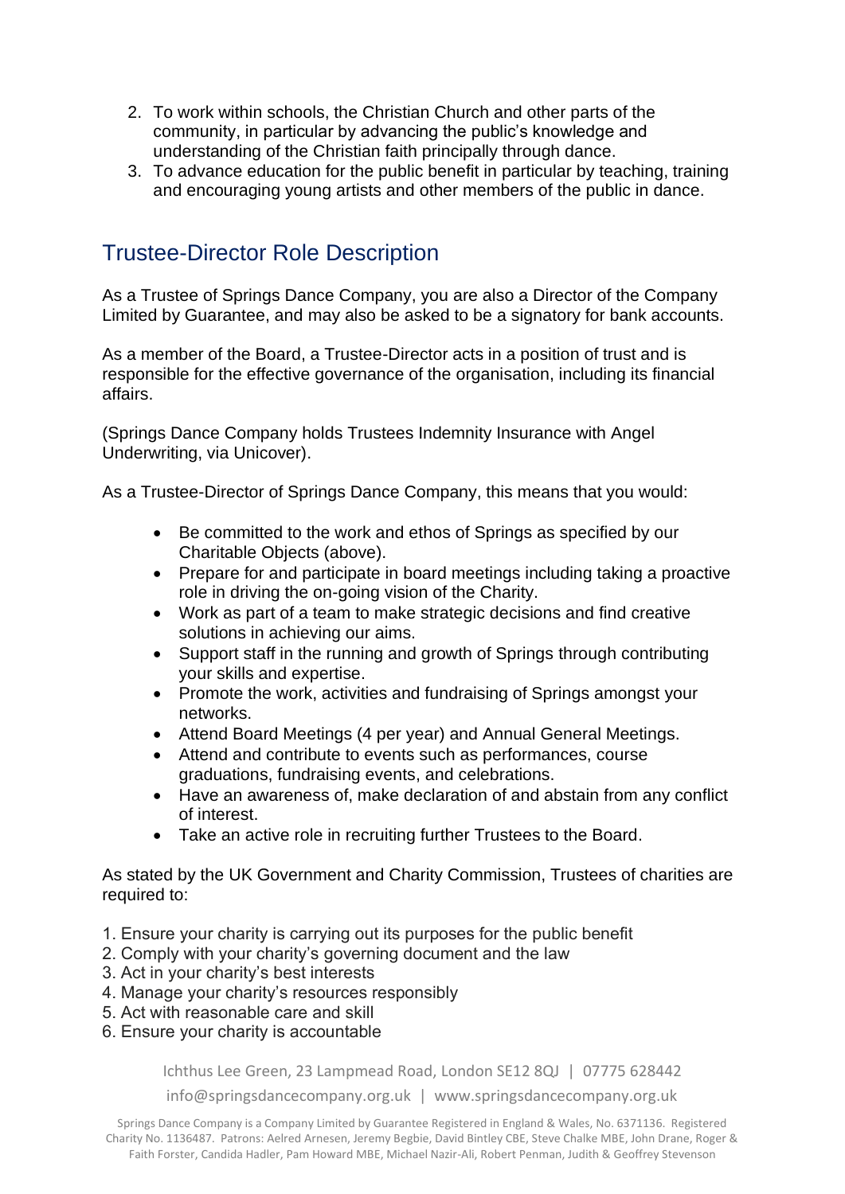2. To work within schools, the Christian Church and other parts of the community, in particular by advancing the public's knowledge and understanding of the Christian faith principally through dance.
3. To advance education for the public benefit in particular by teaching, training and encouraging young artists and other members of the public in dance.

## Trustee-Director Role Description

As a Trustee of Springs Dance Company, you are also a Director of the Company Limited by Guarantee, and may also be asked to be a signatory for bank accounts.

As a member of the Board, a Trustee-Director acts in a position of trust and is responsible for the effective governance of the organisation, including its financial affairs.

(Springs Dance Company holds Trustees Indemnity Insurance with Angel Underwriting, via Unicover).

As a Trustee-Director of Springs Dance Company, this means that you would:

- Be committed to the work and ethos of Springs as specified by our Charitable Objects (above).
- Prepare for and participate in board meetings including taking a proactive role in driving the on-going vision of the Charity.
- Work as part of a team to make strategic decisions and find creative solutions in achieving our aims.
- Support staff in the running and growth of Springs through contributing your skills and expertise.
- Promote the work, activities and fundraising of Springs amongst your networks.
- Attend Board Meetings (4 per year) and Annual General Meetings.
- Attend and contribute to events such as performances, course graduations, fundraising events, and celebrations.
- Have an awareness of, make declaration of and abstain from any conflict of interest.
- Take an active role in recruiting further Trustees to the Board.

As stated by the UK Government and Charity Commission, Trustees of charities are required to:

1. Ensure your charity is carrying out its purposes for the public benefit
2. Comply with your charity's governing document and the law
3. Act in your charity's best interests
4. Manage your charity's resources responsibly
5. Act with reasonable care and skill
6. Ensure your charity is accountable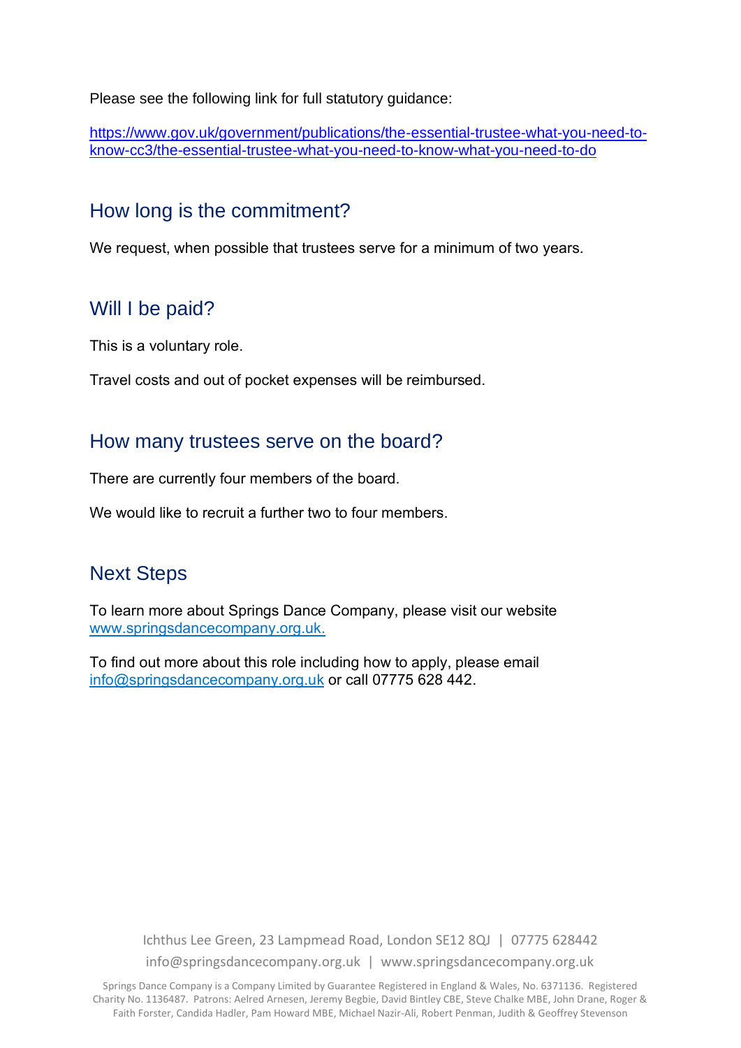Please see the following link for full statutory guidance:

[https://www.gov.uk/government/publications/the-essential-trustee-what-you-need-to-know-cc3/the-essential-trustee-what-you-need-to-know-what-you-need-to-do](https://www.gov.uk/government/publications/the-essential-trustee-what-you-need-to-know-cc3/the-essential-trustee-what-you-need-to-know-what-you-need-to-do)

## How long is the commitment?

We request, when possible that trustees serve for a minimum of two years.

## Will I be paid?

This is a voluntary role.

Travel costs and out of pocket expenses will be reimbursed.

## How many trustees serve on the board?

There are currently four members of the board.

We would like to recruit a further two to four members.

## Next Steps

To learn more about Springs Dance Company, please visit our website [www.springsdancecompany.org.uk.](http://www.springsdancecompany.org.uk)

To find out more about this role including how to apply, please email [info@springsdancecompany.org.uk](mailto:info@springsdancecompany.org.uk) or call 07775 628 442.

Ichthus Lee Green, 23 Lampmead Road, London SE12 8QJ | 07775 628442
info@springsdancecompany.org.uk | www.springsdancecompany.org.uk

Springs Dance Company is a Company Limited by Guarantee Registered in England & Wales, No. 6371136. Registered Charity No. 1136487. Patrons: Aelred Arnesen, Jeremy Begbie, David Bintley CBE, Steve Chalke MBE, John Drane, Roger & Faith Forster, Candida Hadler, Pam Howard MBE, Michael Nazir-Ali, Robert Penman, Judith & Geoffrey Stevenson